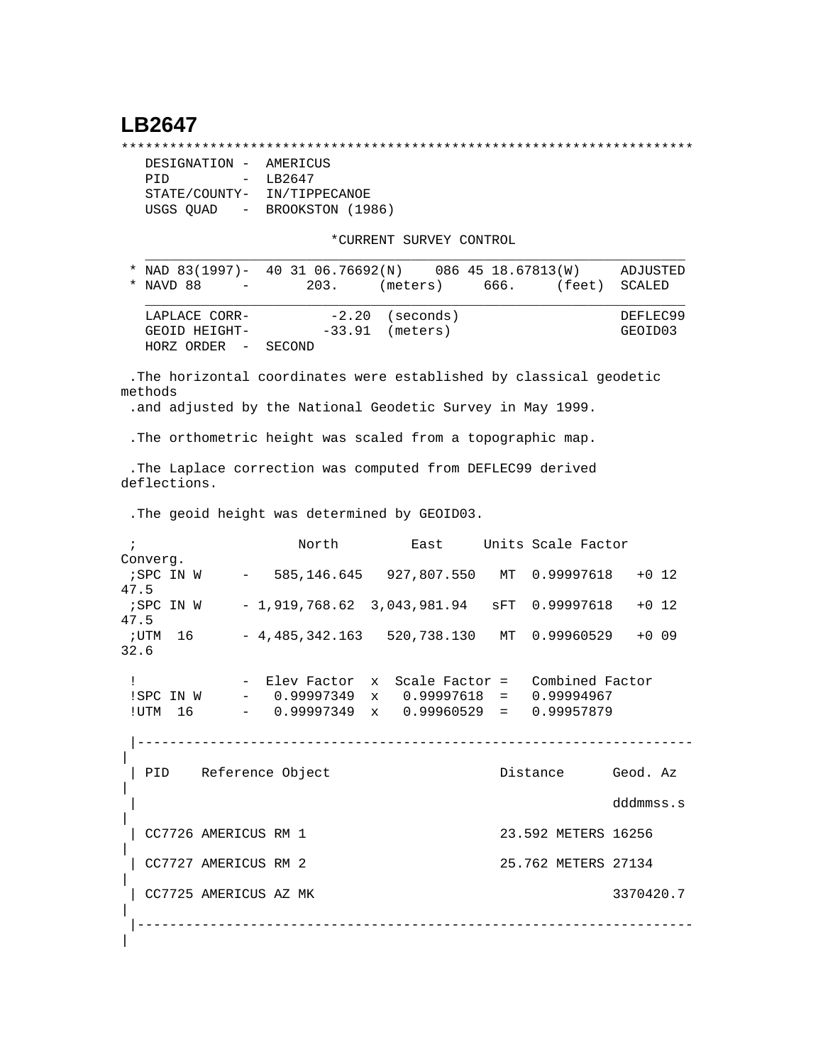# LB2647

```
*********************************************************************
   DESIGNATION -  AMERICUS
   PID         -  LB2647
   STATE/COUNTY-  IN/TIPPECANOE
   USGS QUAD   -  BROOKSTON (1986)

                          *CURRENT SURVEY CONTROL
   ___________________________________________________________________
 * NAD 83(1997)-  40 31 06.76692(N)    086 45 18.67813(W)     ADJUSTED
 * NAVD 88     -       203.     (meters)     666.     (feet)  SCALED
   ___________________________________________________________________
   LAPLACE CORR-          -2.20  (seconds)                    DEFLEC99
   GEOID HEIGHT-         -33.91  (meters)                     GEOID03
   HORZ ORDER  -  SECOND

 .The horizontal coordinates were established by classical geodetic
methods
 .and adjusted by the National Geodetic Survey in May 1999.

 .The orthometric height was scaled from a topographic map.

 .The Laplace correction was computed from DEFLEC99 derived
deflections.

 .The geoid height was determined by GEOID03.

 ;                   North         East     Units Scale Factor
Converg.
 ;SPC IN W     -   585,146.645   927,807.550   MT  0.99997618   +0 12
47.5
 ;SPC IN W     - 1,919,768.62  3,043,981.94   sFT  0.99997618   +0 12
47.5
 ;UTM  16      - 4,485,342.163   520,738.130   MT  0.99960529   +0 09
32.6

 !             -  Elev Factor  x  Scale Factor =   Combined Factor
 !SPC IN W     -   0.99997349  x   0.99997618  =   0.99994967
 !UTM  16      -   0.99997349  x   0.99960529  =   0.99957879

 |-------------------------------------------------------------------
|
 | PID    Reference Object                     Distance      Geod. Az
|
 |                                                           dddmmss.s
|
 | CC7726 AMERICUS RM 1                        23.592 METERS 16256
|
 | CC7727 AMERICUS RM 2                        25.762 METERS 27134
|
 | CC7725 AMERICUS AZ MK                                     3370420.7
|
 |-------------------------------------------------------------------
|
```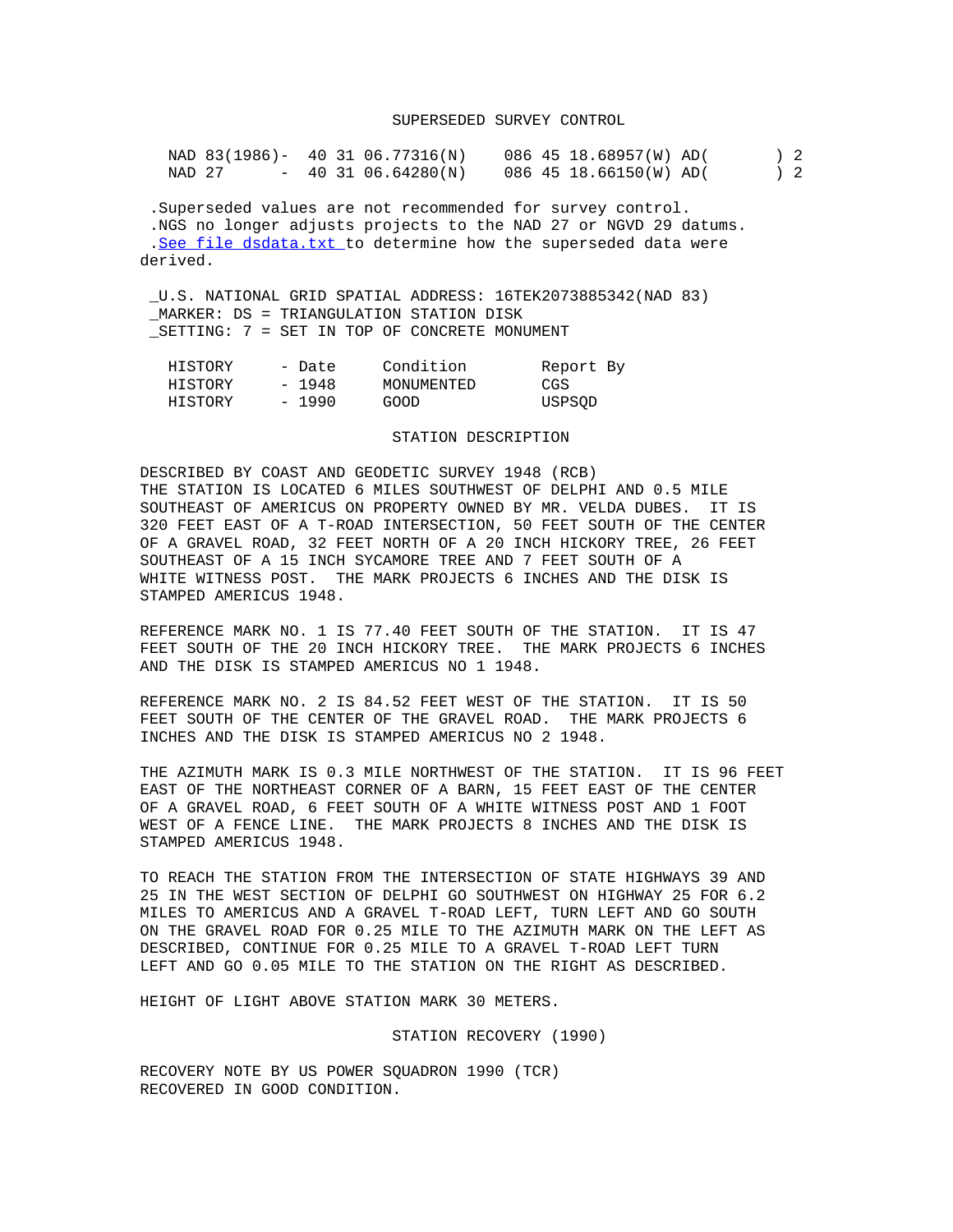## SUPERSEDED SURVEY CONTROL

```
NAD 83(1986)-  40 31 06.77316(N)    086 45 18.68957(W) AD(        ) 2
NAD 27      -  40 31 06.64280(N)    086 45 18.66150(W) AD(        ) 2
```

.Superseded values are not recommended for survey control.
.NGS no longer adjusts projects to the NAD 27 or NGVD 29 datums.
.See file dsdata.txt to determine how the superseded data were derived.

_U.S. NATIONAL GRID SPATIAL ADDRESS: 16TEK2073885342(NAD 83)
_MARKER: DS = TRIANGULATION STATION DISK
_SETTING: 7 = SET IN TOP OF CONCRETE MONUMENT

| HISTORY | - Date | Condition | Report By |
|---|---|---|---|
| HISTORY | - 1948 | MONUMENTED | CGS |
| HISTORY | - 1990 | GOOD | USPSQD |

## STATION DESCRIPTION

DESCRIBED BY COAST AND GEODETIC SURVEY 1948 (RCB)
THE STATION IS LOCATED 6 MILES SOUTHWEST OF DELPHI AND 0.5 MILE SOUTHEAST OF AMERICUS ON PROPERTY OWNED BY MR. VELDA DUBES. IT IS 320 FEET EAST OF A T-ROAD INTERSECTION, 50 FEET SOUTH OF THE CENTER OF A GRAVEL ROAD, 32 FEET NORTH OF A 20 INCH HICKORY TREE, 26 FEET SOUTHEAST OF A 15 INCH SYCAMORE TREE AND 7 FEET SOUTH OF A WHITE WITNESS POST. THE MARK PROJECTS 6 INCHES AND THE DISK IS STAMPED AMERICUS 1948.

REFERENCE MARK NO. 1 IS 77.40 FEET SOUTH OF THE STATION. IT IS 47 FEET SOUTH OF THE 20 INCH HICKORY TREE. THE MARK PROJECTS 6 INCHES AND THE DISK IS STAMPED AMERICUS NO 1 1948.

REFERENCE MARK NO. 2 IS 84.52 FEET WEST OF THE STATION. IT IS 50 FEET SOUTH OF THE CENTER OF THE GRAVEL ROAD. THE MARK PROJECTS 6 INCHES AND THE DISK IS STAMPED AMERICUS NO 2 1948.

THE AZIMUTH MARK IS 0.3 MILE NORTHWEST OF THE STATION. IT IS 96 FEET EAST OF THE NORTHEAST CORNER OF A BARN, 15 FEET EAST OF THE CENTER OF A GRAVEL ROAD, 6 FEET SOUTH OF A WHITE WITNESS POST AND 1 FOOT WEST OF A FENCE LINE. THE MARK PROJECTS 8 INCHES AND THE DISK IS STAMPED AMERICUS 1948.

TO REACH THE STATION FROM THE INTERSECTION OF STATE HIGHWAYS 39 AND 25 IN THE WEST SECTION OF DELPHI GO SOUTHWEST ON HIGHWAY 25 FOR 6.2 MILES TO AMERICUS AND A GRAVEL T-ROAD LEFT, TURN LEFT AND GO SOUTH ON THE GRAVEL ROAD FOR 0.25 MILE TO THE AZIMUTH MARK ON THE LEFT AS DESCRIBED, CONTINUE FOR 0.25 MILE TO A GRAVEL T-ROAD LEFT TURN LEFT AND GO 0.05 MILE TO THE STATION ON THE RIGHT AS DESCRIBED.

HEIGHT OF LIGHT ABOVE STATION MARK 30 METERS.

## STATION RECOVERY (1990)

RECOVERY NOTE BY US POWER SQUADRON 1990 (TCR)
RECOVERED IN GOOD CONDITION.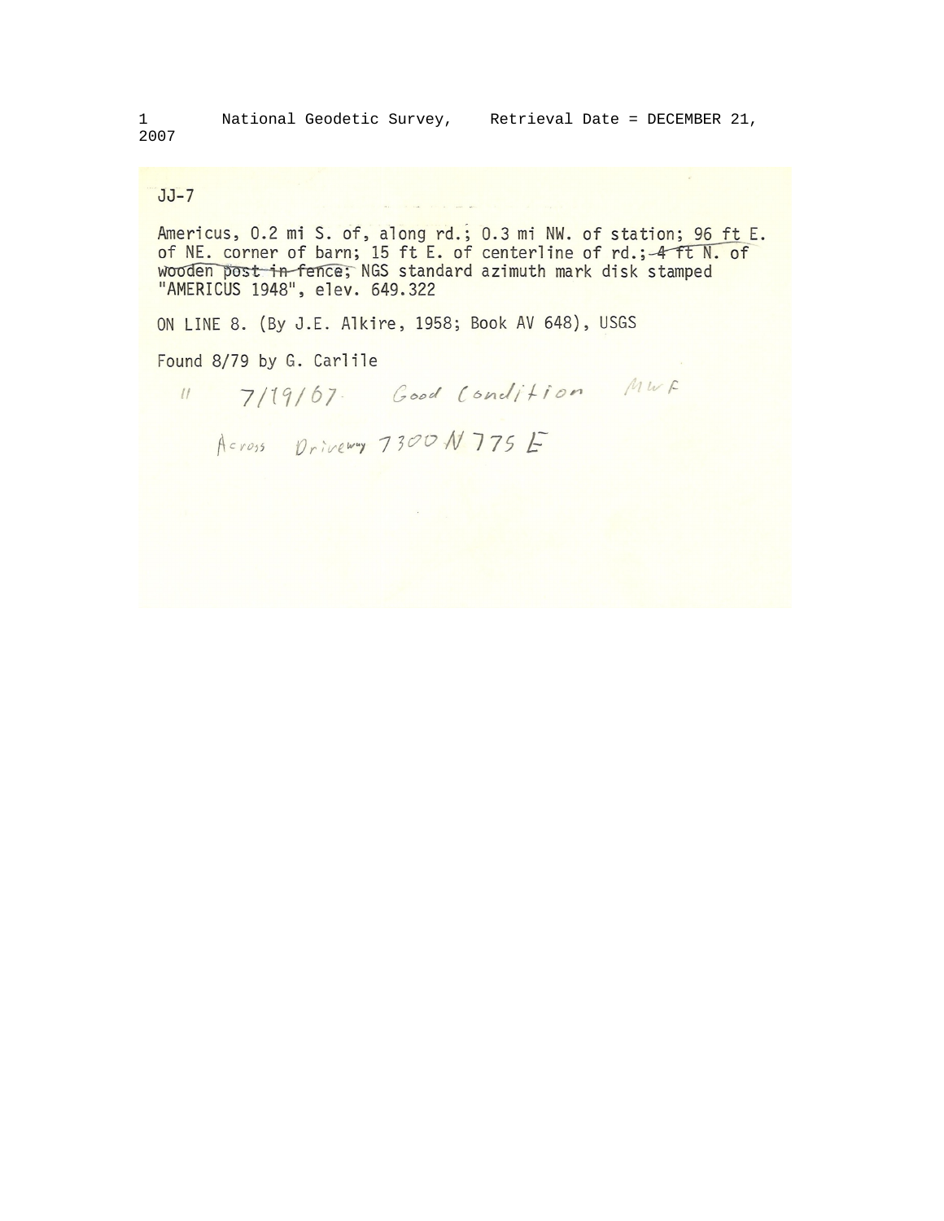1 National Geodetic Survey, Retrieval Date = DECEMBER 21, 2007

JJ-7

Americus, 0.2 mi S. of, along rd.; 0.3 mi NW. of station; 96 ft E. of NE. corner of barn; 15 ft E. of centerline of rd.; ~~4 ft N. of wooden post in fence~~; NGS standard azimuth mark disk stamped "AMERICUS 1948", elev. 649.322

ON LINE 8. (By J.E. Alkire, 1958; Book AV 648), USGS

Found 8/79 by G. Carlile

" 7/19/67 Good Condition MWF

Across Driveway 7300 N 775 E